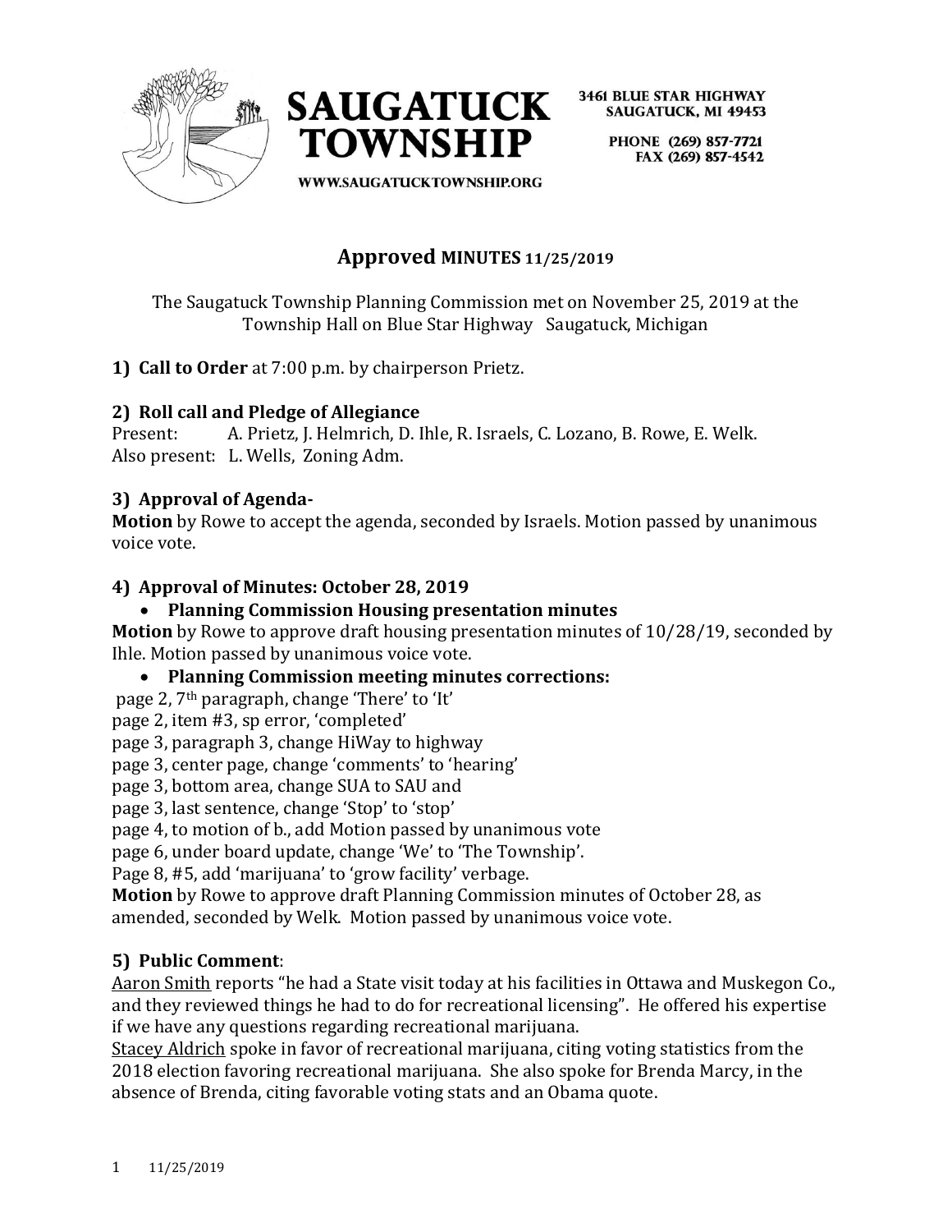SAUGATUCK TOWNSHIP

3461 BLUE STAR HIGHWAY
SAUGATUCK, MI 49453

PHONE (269) 857-7721
FAX (269) 857-4542

WWW.SAUGATUCKTOWNSHIP.ORG

# Approved MINUTES 11/25/2019

The Saugatuck Township Planning Commission met on November 25, 2019 at the Township Hall on Blue Star Highway Saugatuck, Michigan

**1) Call to Order** at 7:00 p.m. by chairperson Prietz.

**2) Roll call and Pledge of Allegiance**

Present: A. Prietz, J. Helmrich, D. Ihle, R. Israels, C. Lozano, B. Rowe, E. Welk.
Also present: L. Wells, Zoning Adm.

**3) Approval of Agenda-**

**Motion** by Rowe to accept the agenda, seconded by Israels. Motion passed by unanimous voice vote.

**4) Approval of Minutes: October 28, 2019**

- **Planning Commission Housing presentation minutes**

**Motion** by Rowe to approve draft housing presentation minutes of 10/28/19, seconded by Ihle. Motion passed by unanimous voice vote.

- **Planning Commission meeting minutes corrections:**

page 2, 7th paragraph, change 'There' to 'It'
page 2, item #3, sp error, 'completed'
page 3, paragraph 3, change HiWay to highway
page 3, center page, change 'comments' to 'hearing'
page 3, bottom area, change SUA to SAU and
page 3, last sentence, change 'Stop' to 'stop'
page 4, to motion of b., add Motion passed by unanimous vote
page 6, under board update, change 'We' to 'The Township'.
Page 8, #5, add 'marijuana' to 'grow facility' verbage.

**Motion** by Rowe to approve draft Planning Commission minutes of October 28, as amended, seconded by Welk. Motion passed by unanimous voice vote.

**5) Public Comment**:

Aaron Smith reports "he had a State visit today at his facilities in Ottawa and Muskegon Co., and they reviewed things he had to do for recreational licensing". He offered his expertise if we have any questions regarding recreational marijuana.

Stacey Aldrich spoke in favor of recreational marijuana, citing voting statistics from the 2018 election favoring recreational marijuana. She also spoke for Brenda Marcy, in the absence of Brenda, citing favorable voting stats and an Obama quote.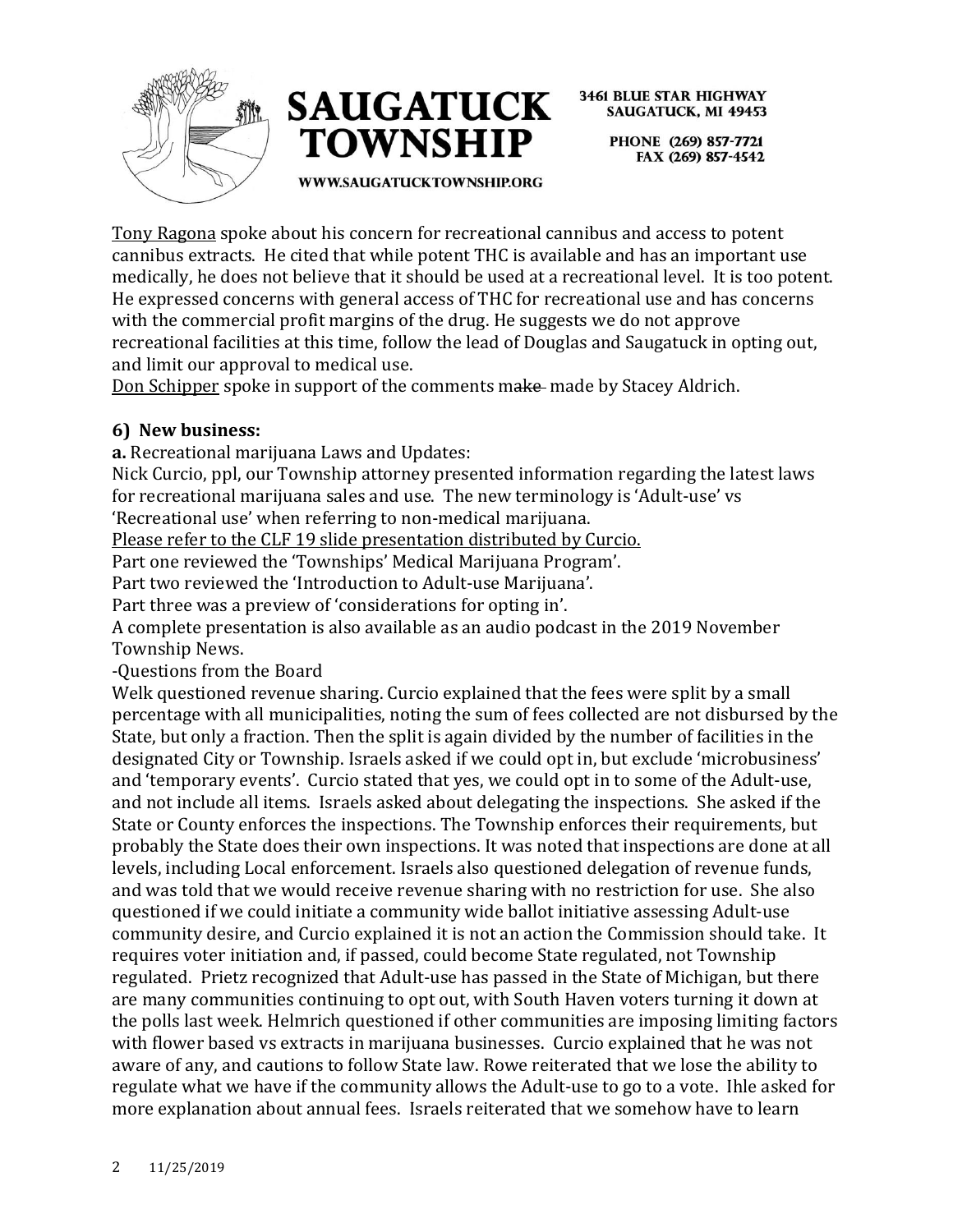<u>Tony Ragona</u> spoke about his concern for recreational cannibus and access to potent cannibus extracts. He cited that while potent THC is available and has an important use medically, he does not believe that it should be used at a recreational level. It is too potent. He expressed concerns with general access of THC for recreational use and has concerns with the commercial profit margins of the drug. He suggests we do not approve recreational facilities at this time, follow the lead of Douglas and Saugatuck in opting out, and limit our approval to medical use.

<u>Don Schipper</u> spoke in support of the comments ~~make~~ made by Stacey Aldrich.

**6) New business:**

**a.** Recreational marijuana Laws and Updates:

Nick Curcio, ppl, our Township attorney presented information regarding the latest laws for recreational marijuana sales and use. The new terminology is 'Adult-use' vs 'Recreational use' when referring to non-medical marijuana.

<u>Please refer to the CLF 19 slide presentation distributed by Curcio.</u>

Part one reviewed the 'Townships' Medical Marijuana Program'.

Part two reviewed the 'Introduction to Adult-use Marijuana'.

Part three was a preview of 'considerations for opting in'.

A complete presentation is also available as an audio podcast in the 2019 November Township News.

-Questions from the Board

Welk questioned revenue sharing. Curcio explained that the fees were split by a small percentage with all municipalities, noting the sum of fees collected are not disbursed by the State, but only a fraction. Then the split is again divided by the number of facilities in the designated City or Township. Israels asked if we could opt in, but exclude 'microbusiness' and 'temporary events'. Curcio stated that yes, we could opt in to some of the Adult-use, and not include all items. Israels asked about delegating the inspections. She asked if the State or County enforces the inspections. The Township enforces their requirements, but probably the State does their own inspections. It was noted that inspections are done at all levels, including Local enforcement. Israels also questioned delegation of revenue funds, and was told that we would receive revenue sharing with no restriction for use. She also questioned if we could initiate a community wide ballot initiative assessing Adult-use community desire, and Curcio explained it is not an action the Commission should take. It requires voter initiation and, if passed, could become State regulated, not Township regulated. Prietz recognized that Adult-use has passed in the State of Michigan, but there are many communities continuing to opt out, with South Haven voters turning it down at the polls last week. Helmrich questioned if other communities are imposing limiting factors with flower based vs extracts in marijuana businesses. Curcio explained that he was not aware of any, and cautions to follow State law. Rowe reiterated that we lose the ability to regulate what we have if the community allows the Adult-use to go to a vote. Ihle asked for more explanation about annual fees. Israels reiterated that we somehow have to learn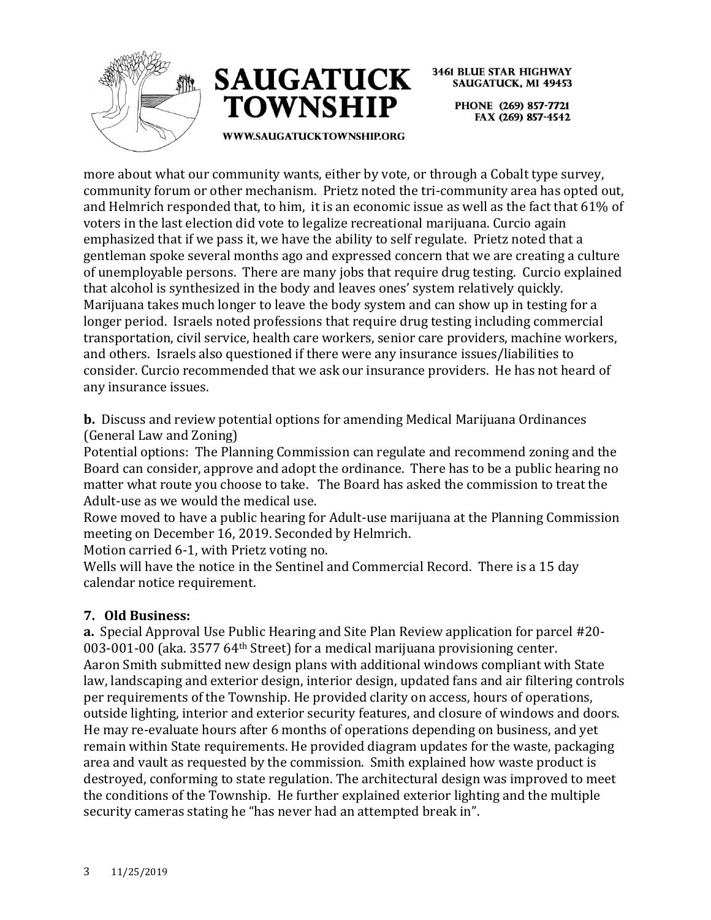more about what our community wants, either by vote, or through a Cobalt type survey, community forum or other mechanism. Prietz noted the tri-community area has opted out, and Helmrich responded that, to him, it is an economic issue as well as the fact that 61% of voters in the last election did vote to legalize recreational marijuana. Curcio again emphasized that if we pass it, we have the ability to self regulate. Prietz noted that a gentleman spoke several months ago and expressed concern that we are creating a culture of unemployable persons. There are many jobs that require drug testing. Curcio explained that alcohol is synthesized in the body and leaves ones' system relatively quickly. Marijuana takes much longer to leave the body system and can show up in testing for a longer period. Israels noted professions that require drug testing including commercial transportation, civil service, health care workers, senior care providers, machine workers, and others. Israels also questioned if there were any insurance issues/liabilities to consider. Curcio recommended that we ask our insurance providers. He has not heard of any insurance issues.

**b.** Discuss and review potential options for amending Medical Marijuana Ordinances (General Law and Zoning)

Potential options: The Planning Commission can regulate and recommend zoning and the Board can consider, approve and adopt the ordinance. There has to be a public hearing no matter what route you choose to take. The Board has asked the commission to treat the Adult-use as we would the medical use.

Rowe moved to have a public hearing for Adult-use marijuana at the Planning Commission meeting on December 16, 2019. Seconded by Helmrich.

Motion carried 6-1, with Prietz voting no.

Wells will have the notice in the Sentinel and Commercial Record. There is a 15 day calendar notice requirement.

## 7. Old Business:

**a.** Special Approval Use Public Hearing and Site Plan Review application for parcel #20-003-001-00 (aka. 3577 64th Street) for a medical marijuana provisioning center.

Aaron Smith submitted new design plans with additional windows compliant with State law, landscaping and exterior design, interior design, updated fans and air filtering controls per requirements of the Township. He provided clarity on access, hours of operations, outside lighting, interior and exterior security features, and closure of windows and doors. He may re-evaluate hours after 6 months of operations depending on business, and yet remain within State requirements. He provided diagram updates for the waste, packaging area and vault as requested by the commission. Smith explained how waste product is destroyed, conforming to state regulation. The architectural design was improved to meet the conditions of the Township. He further explained exterior lighting and the multiple security cameras stating he "has never had an attempted break in".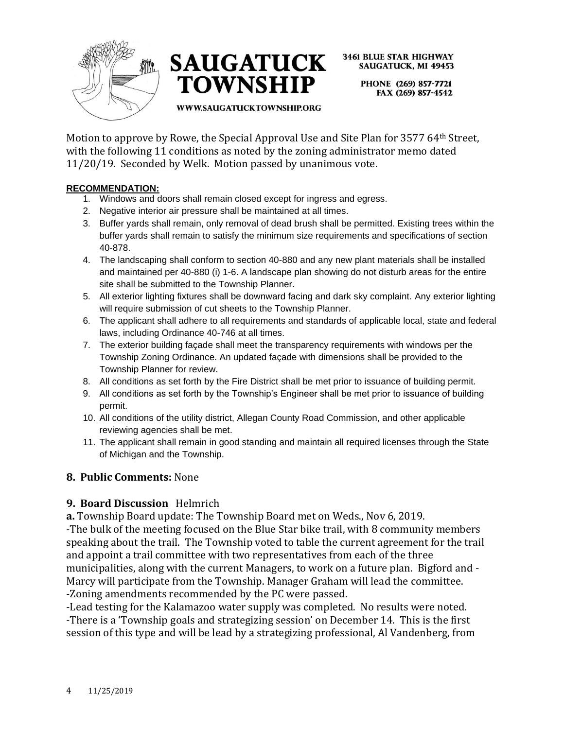Motion to approve by Rowe, the Special Approval Use and Site Plan for 3577 64th Street, with the following 11 conditions as noted by the zoning administrator memo dated 11/20/19. Seconded by Welk. Motion passed by unanimous vote.

**RECOMMENDATION:**

1. Windows and doors shall remain closed except for ingress and egress.
2. Negative interior air pressure shall be maintained at all times.
3. Buffer yards shall remain, only removal of dead brush shall be permitted. Existing trees within the buffer yards shall remain to satisfy the minimum size requirements and specifications of section 40-878.
4. The landscaping shall conform to section 40-880 and any new plant materials shall be installed and maintained per 40-880 (i) 1-6. A landscape plan showing do not disturb areas for the entire site shall be submitted to the Township Planner.
5. All exterior lighting fixtures shall be downward facing and dark sky complaint. Any exterior lighting will require submission of cut sheets to the Township Planner.
6. The applicant shall adhere to all requirements and standards of applicable local, state and federal laws, including Ordinance 40-746 at all times.
7. The exterior building façade shall meet the transparency requirements with windows per the Township Zoning Ordinance. An updated façade with dimensions shall be provided to the Township Planner for review.
8. All conditions as set forth by the Fire District shall be met prior to issuance of building permit.
9. All conditions as set forth by the Township's Engineer shall be met prior to issuance of building permit.
10. All conditions of the utility district, Allegan County Road Commission, and other applicable reviewing agencies shall be met.
11. The applicant shall remain in good standing and maintain all required licenses through the State of Michigan and the Township.

## 8. Public Comments: None

## 9. Board Discussion Helmrich

**a.** Township Board update: The Township Board met on Weds., Nov 6, 2019.
-The bulk of the meeting focused on the Blue Star bike trail, with 8 community members speaking about the trail. The Township voted to table the current agreement for the trail and appoint a trail committee with two representatives from each of the three municipalities, along with the current Managers, to work on a future plan. Bigford and -Marcy will participate from the Township. Manager Graham will lead the committee.
-Zoning amendments recommended by the PC were passed.
-Lead testing for the Kalamazoo water supply was completed. No results were noted.
-There is a 'Township goals and strategizing session' on December 14. This is the first session of this type and will be lead by a strategizing professional, Al Vandenberg, from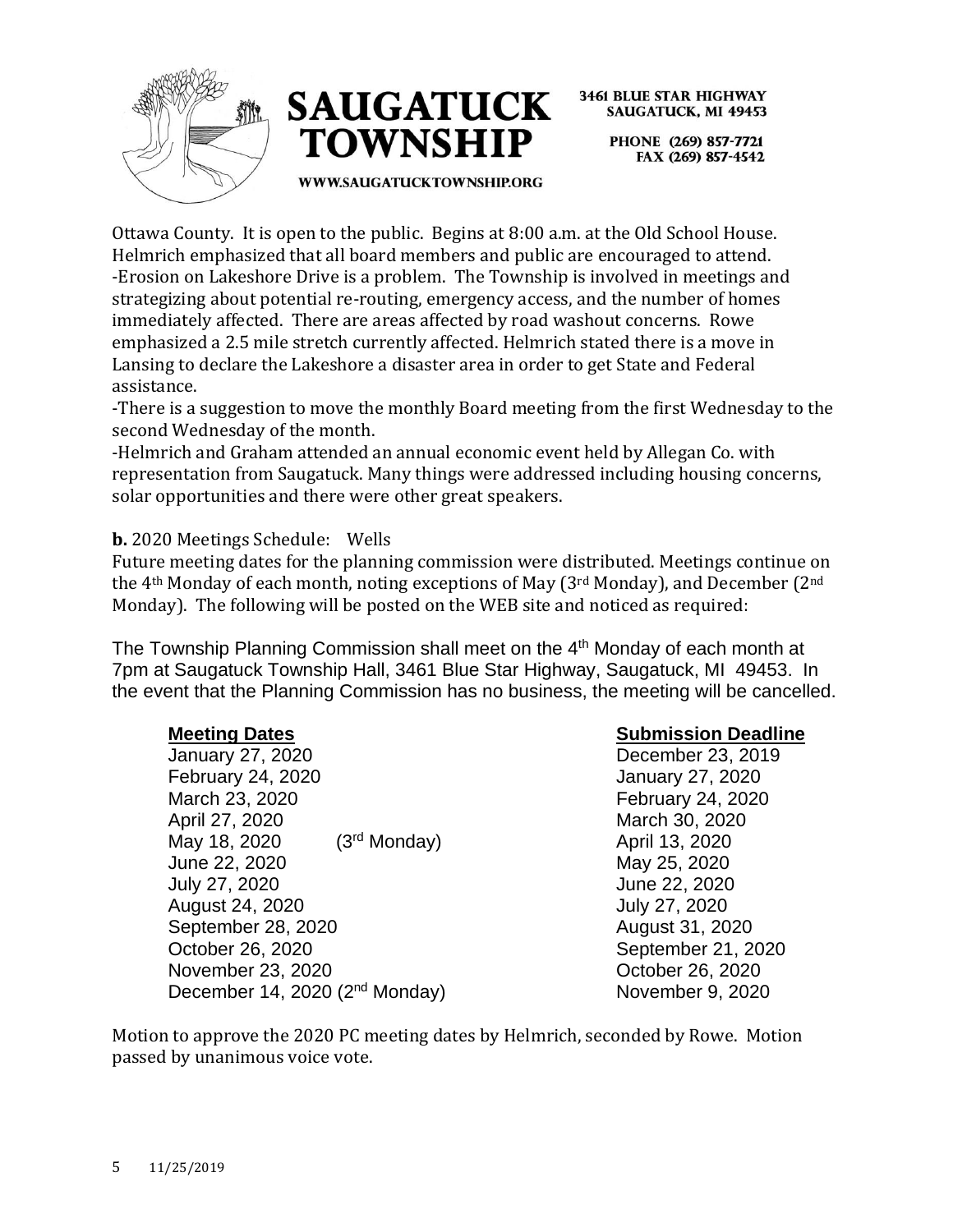Ottawa County. It is open to the public. Begins at 8:00 a.m. at the Old School House. Helmrich emphasized that all board members and public are encouraged to attend.
-Erosion on Lakeshore Drive is a problem. The Township is involved in meetings and strategizing about potential re-routing, emergency access, and the number of homes immediately affected. There are areas affected by road washout concerns. Rowe emphasized a 2.5 mile stretch currently affected. Helmrich stated there is a move in Lansing to declare the Lakeshore a disaster area in order to get State and Federal assistance.
-There is a suggestion to move the monthly Board meeting from the first Wednesday to the second Wednesday of the month.
-Helmrich and Graham attended an annual economic event held by Allegan Co. with representation from Saugatuck. Many things were addressed including housing concerns, solar opportunities and there were other great speakers.

**b.** 2020 Meetings Schedule: Wells
Future meeting dates for the planning commission were distributed. Meetings continue on the 4th Monday of each month, noting exceptions of May (3rd Monday), and December (2nd Monday). The following will be posted on the WEB site and noticed as required:

The Township Planning Commission shall meet on the 4th Monday of each month at 7pm at Saugatuck Township Hall, 3461 Blue Star Highway, Saugatuck, MI 49453. In the event that the Planning Commission has no business, the meeting will be cancelled.

| **Meeting Dates** | **Submission Deadline** |
|---|---|
| January 27, 2020 | December 23, 2019 |
| February 24, 2020 | January 27, 2020 |
| March 23, 2020 | February 24, 2020 |
| April 27, 2020 | March 30, 2020 |
| May 18, 2020 (3rd Monday) | April 13, 2020 |
| June 22, 2020 | May 25, 2020 |
| July 27, 2020 | June 22, 2020 |
| August 24, 2020 | July 27, 2020 |
| September 28, 2020 | August 31, 2020 |
| October 26, 2020 | September 21, 2020 |
| November 23, 2020 | October 26, 2020 |
| December 14, 2020 (2nd Monday) | November 9, 2020 |

Motion to approve the 2020 PC meeting dates by Helmrich, seconded by Rowe. Motion passed by unanimous voice vote.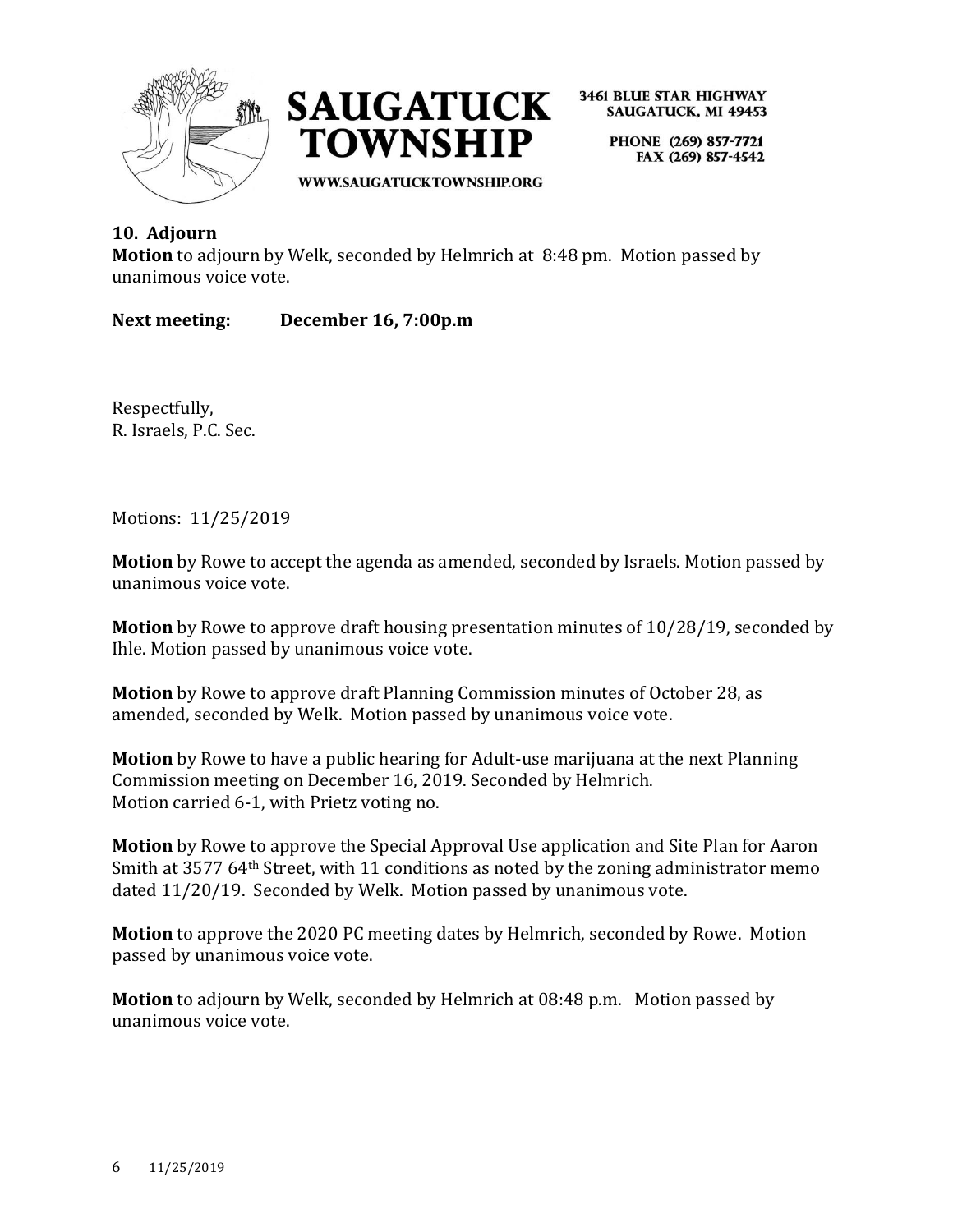**10. Adjourn**
**Motion** to adjourn by Welk, seconded by Helmrich at 8:48 pm. Motion passed by unanimous voice vote.

**Next meeting: December 16, 7:00p.m**

Respectfully,
R. Israels, P.C. Sec.

Motions: 11/25/2019

**Motion** by Rowe to accept the agenda as amended, seconded by Israels. Motion passed by unanimous voice vote.

**Motion** by Rowe to approve draft housing presentation minutes of 10/28/19, seconded by Ihle. Motion passed by unanimous voice vote.

**Motion** by Rowe to approve draft Planning Commission minutes of October 28, as amended, seconded by Welk. Motion passed by unanimous voice vote.

**Motion** by Rowe to have a public hearing for Adult-use marijuana at the next Planning Commission meeting on December 16, 2019. Seconded by Helmrich.
Motion carried 6-1, with Prietz voting no.

**Motion** by Rowe to approve the Special Approval Use application and Site Plan for Aaron Smith at 3577 64th Street, with 11 conditions as noted by the zoning administrator memo dated 11/20/19. Seconded by Welk. Motion passed by unanimous vote.

**Motion** to approve the 2020 PC meeting dates by Helmrich, seconded by Rowe. Motion passed by unanimous voice vote.

**Motion** to adjourn by Welk, seconded by Helmrich at 08:48 p.m. Motion passed by unanimous voice vote.